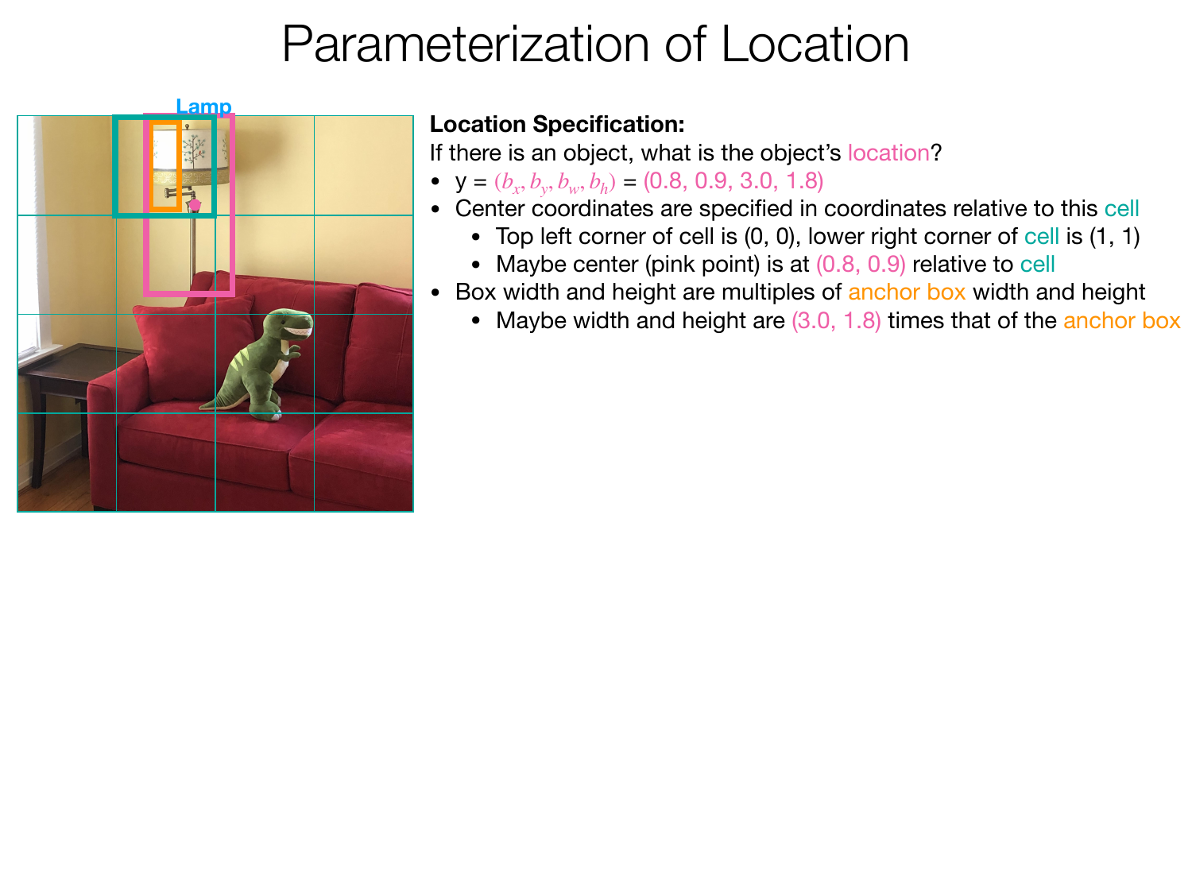# Parameterization of Location

**Location Specification:**

If there is an object, what is the object's location?

- y = $(b_x, b_y, b_w, b_h)$ = (0.8, 0.9, 3.0, 1.8)
- Center coordinates are specified in coordinates relative to this cell
    - Top left corner of cell is (0, 0), lower right corner of cell is (1, 1)
    - Maybe center (pink point) is at (0.8, 0.9) relative to cell
- Box width and height are multiples of anchor box width and height
    - Maybe width and height are (3.0, 1.8) times that of the anchor box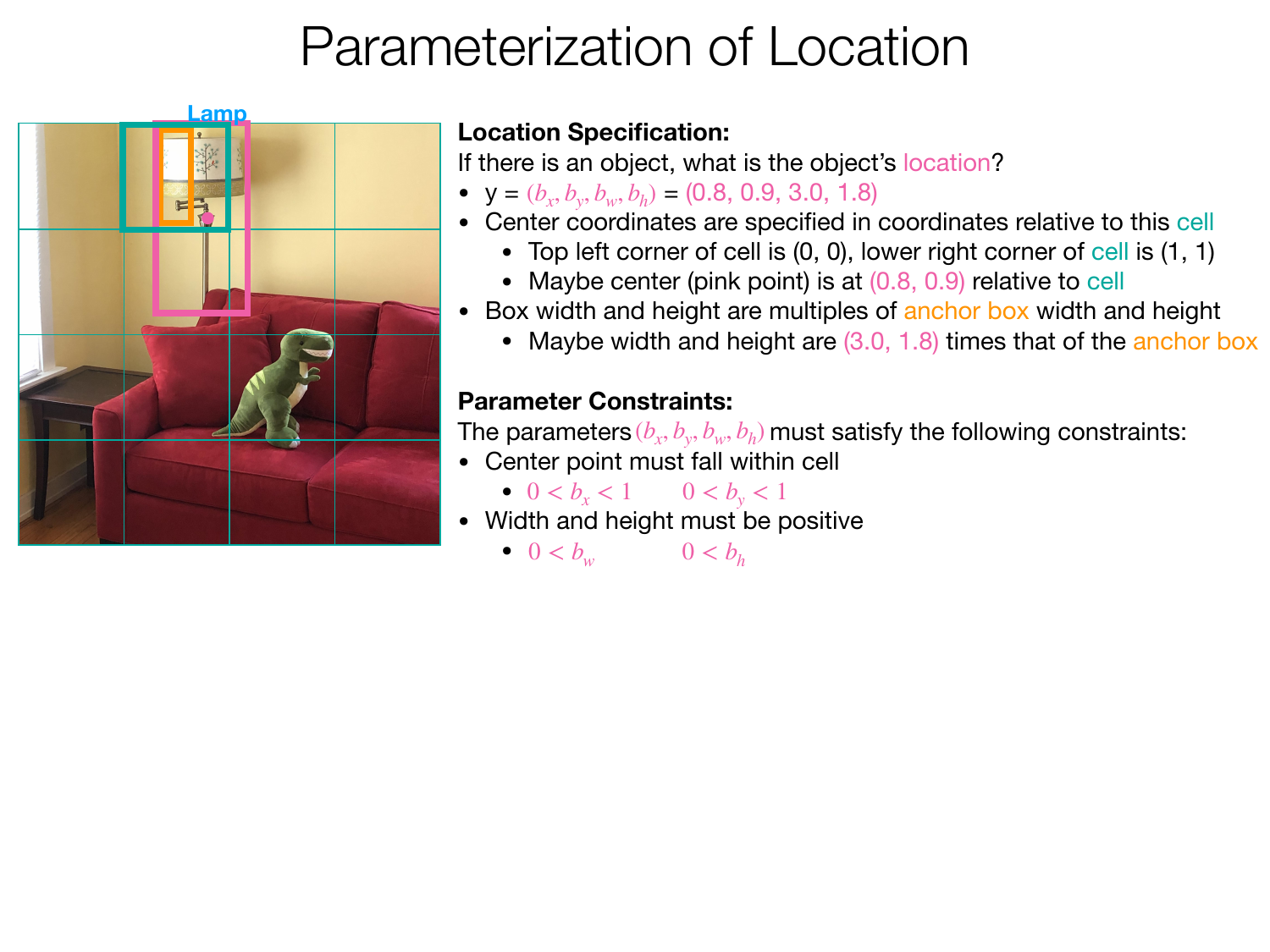# Parameterization of Location

**Location Specification:**

If there is an object, what is the object's location?

- y = $(b_x, b_y, b_w, b_h)$ = (0.8, 0.9, 3.0, 1.8)
- Center coordinates are specified in coordinates relative to this cell
  - Top left corner of cell is (0, 0), lower right corner of cell is (1, 1)
  - Maybe center (pink point) is at (0.8, 0.9) relative to cell
- Box width and height are multiples of anchor box width and height
  - Maybe width and height are (3.0, 1.8) times that of the anchor box

**Parameter Constraints:**

The parameters $(b_x, b_y, b_w, b_h)$ must satisfy the following constraints:

- Center point must fall within cell
  - $0 < b_x < 1$ $\quad 0 < b_y < 1$
- Width and height must be positive
  - $0 < b_w$ $\quad 0 < b_h$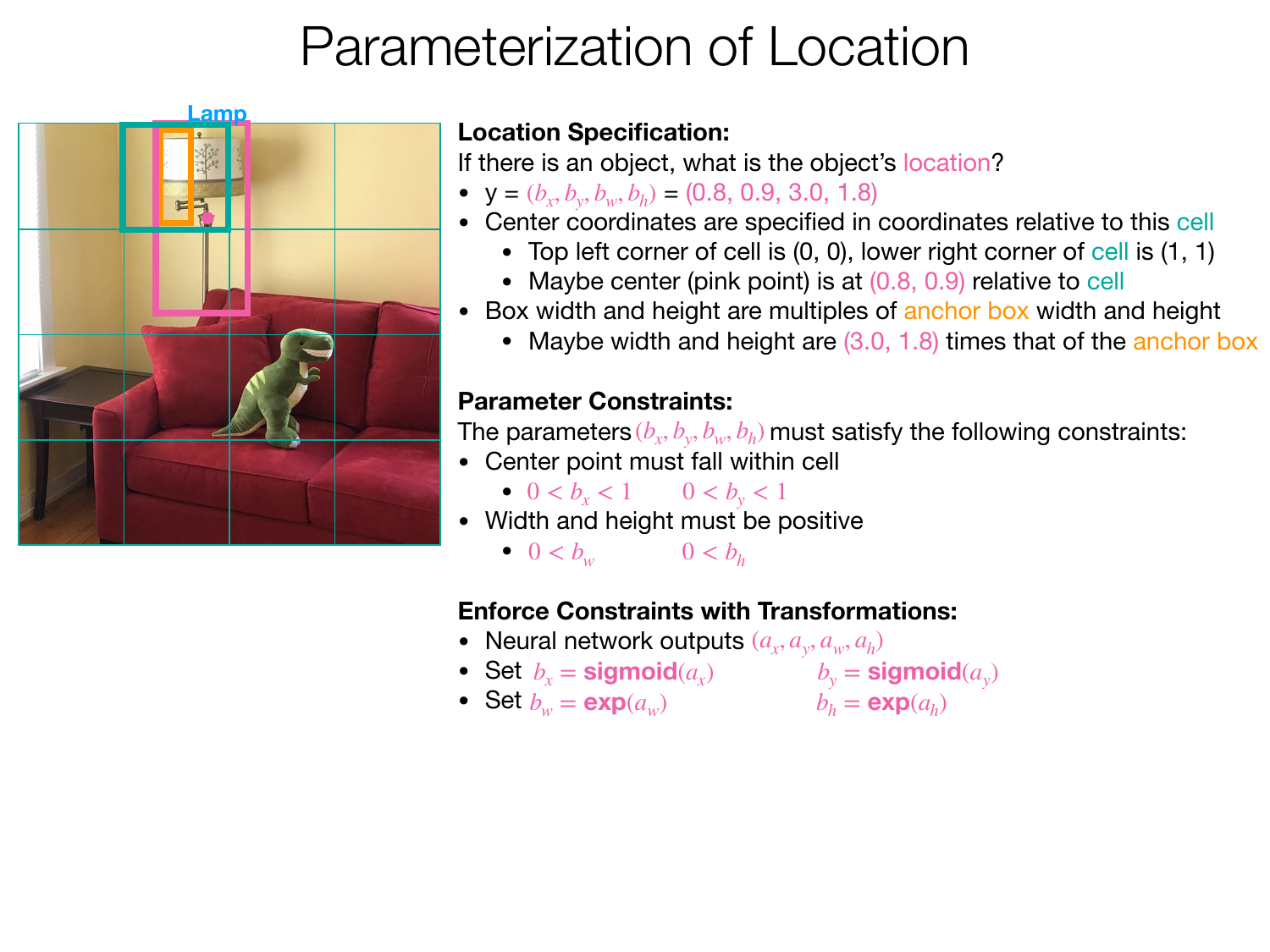# Parameterization of Location

**Location Specification:**

If there is an object, what is the object's location?

- y = $(b_x, b_y, b_w, b_h)$ = (0.8, 0.9, 3.0, 1.8)
- Center coordinates are specified in coordinates relative to this cell
  - Top left corner of cell is (0, 0), lower right corner of cell is (1, 1)
  - Maybe center (pink point) is at (0.8, 0.9) relative to cell
- Box width and height are multiples of anchor box width and height
  - Maybe width and height are (3.0, 1.8) times that of the anchor box

**Parameter Constraints:**

The parameters $(b_x, b_y, b_w, b_h)$ must satisfy the following constraints:

- Center point must fall within cell
  - $0 < b_x < 1$ $\quad$ $0 < b_y < 1$
- Width and height must be positive
  - $0 < b_w$ $\quad$ $0 < b_h$

**Enforce Constraints with Transformations:**

- Neural network outputs $(a_x, a_y, a_w, a_h)$
- Set $b_x = \textbf{sigmoid}(a_x)$ $\quad$ $b_y = \textbf{sigmoid}(a_y)$
- Set $b_w = \textbf{exp}(a_w)$ $\quad$ $b_h = \textbf{exp}(a_h)$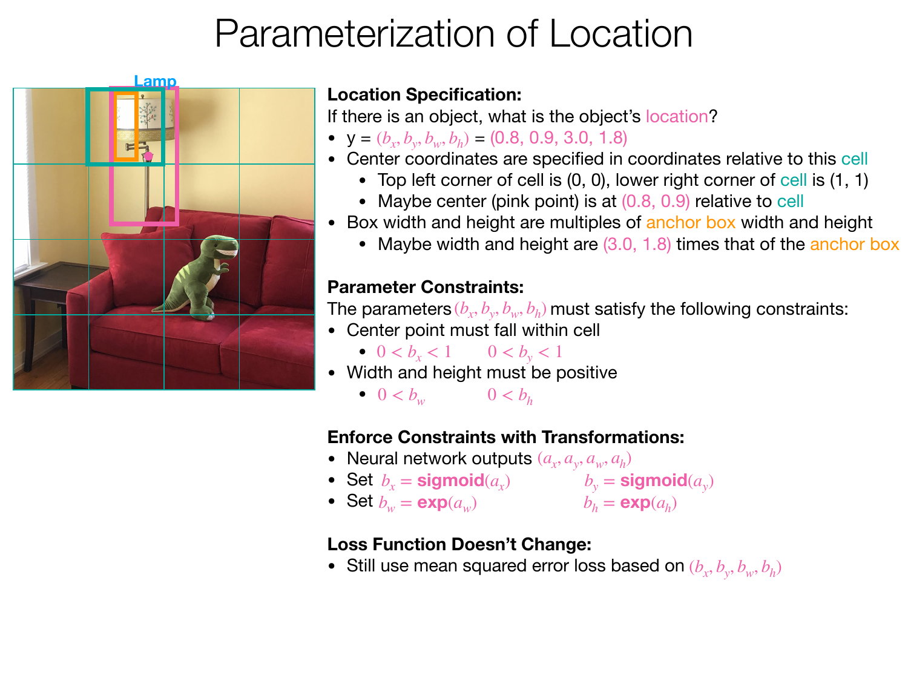# Parameterization of Location

Lamp

### Location Specification:

If there is an object, what is the object's location?

- y = $(b_x, b_y, b_w, b_h)$ = (0.8, 0.9, 3.0, 1.8)
- Center coordinates are specified in coordinates relative to this cell
  - Top left corner of cell is (0, 0), lower right corner of cell is (1, 1)
  - Maybe center (pink point) is at (0.8, 0.9) relative to cell
- Box width and height are multiples of anchor box width and height
  - Maybe width and height are (3.0, 1.8) times that of the anchor box

### Parameter Constraints:

The parameters $(b_x, b_y, b_w, b_h)$ must satisfy the following constraints:

- Center point must fall within cell
  - $0 < b_x < 1$ $\quad$ $0 < b_y < 1$
- Width and height must be positive
  - $0 < b_w$ $\quad$ $0 < b_h$

### Enforce Constraints with Transformations:

- Neural network outputs $(a_x, a_y, a_w, a_h)$
- Set $b_x = \textbf{sigmoid}(a_x)$ $\quad$ $b_y = \textbf{sigmoid}(a_y)$
- Set $b_w = \textbf{exp}(a_w)$ $\quad$ $b_h = \textbf{exp}(a_h)$

### Loss Function Doesn't Change:

- Still use mean squared error loss based on $(b_x, b_y, b_w, b_h)$